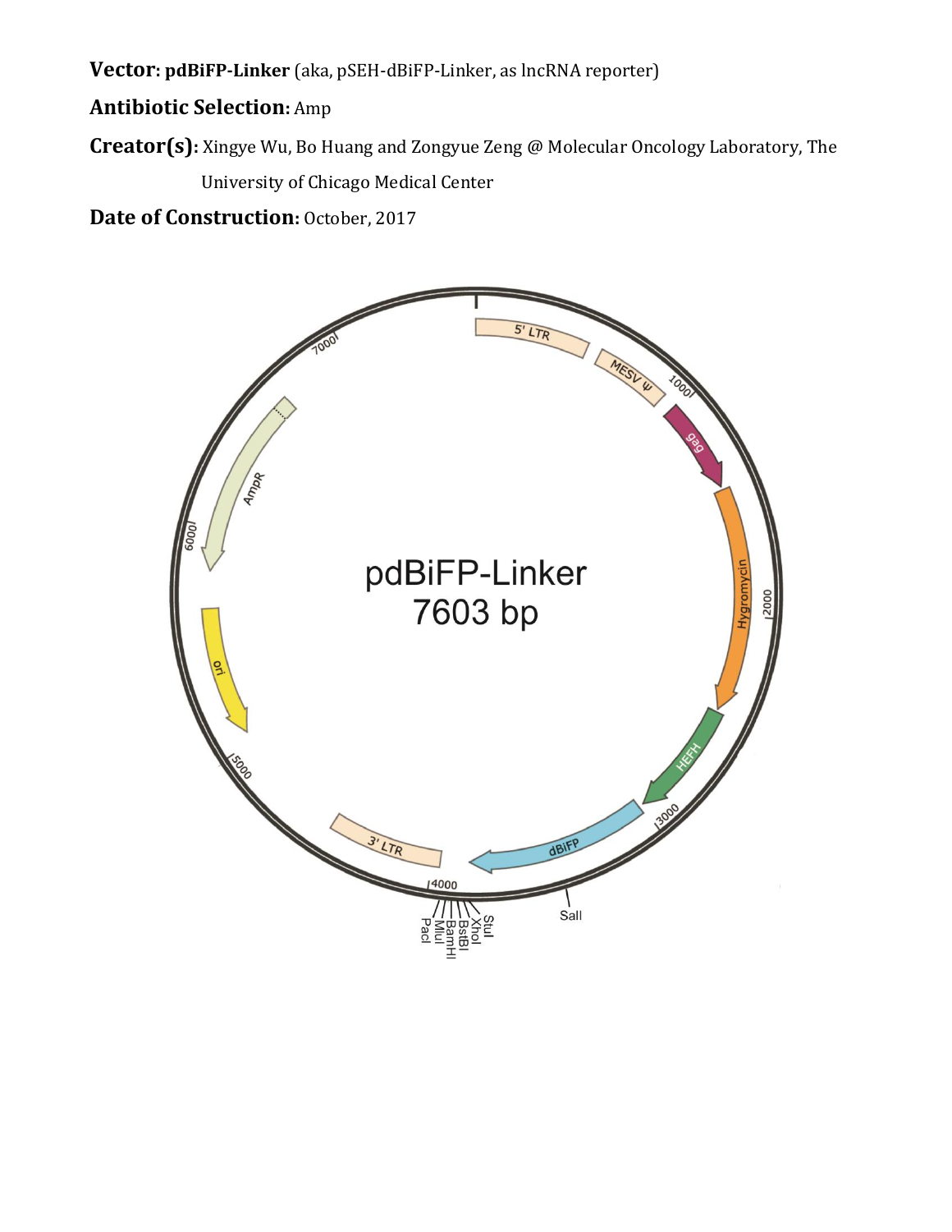**Vector: pdBiFP-Linker** (aka, pSEH-dBiFP-Linker, as lncRNA reporter)

**Antibiotic Selection:** Amp

**Creator(s):** Xingye Wu, Bo Huang and Zongyue Zeng @ Molecular Oncology Laboratory, The University of Chicago Medical Center

**Date of Construction:** October, 2017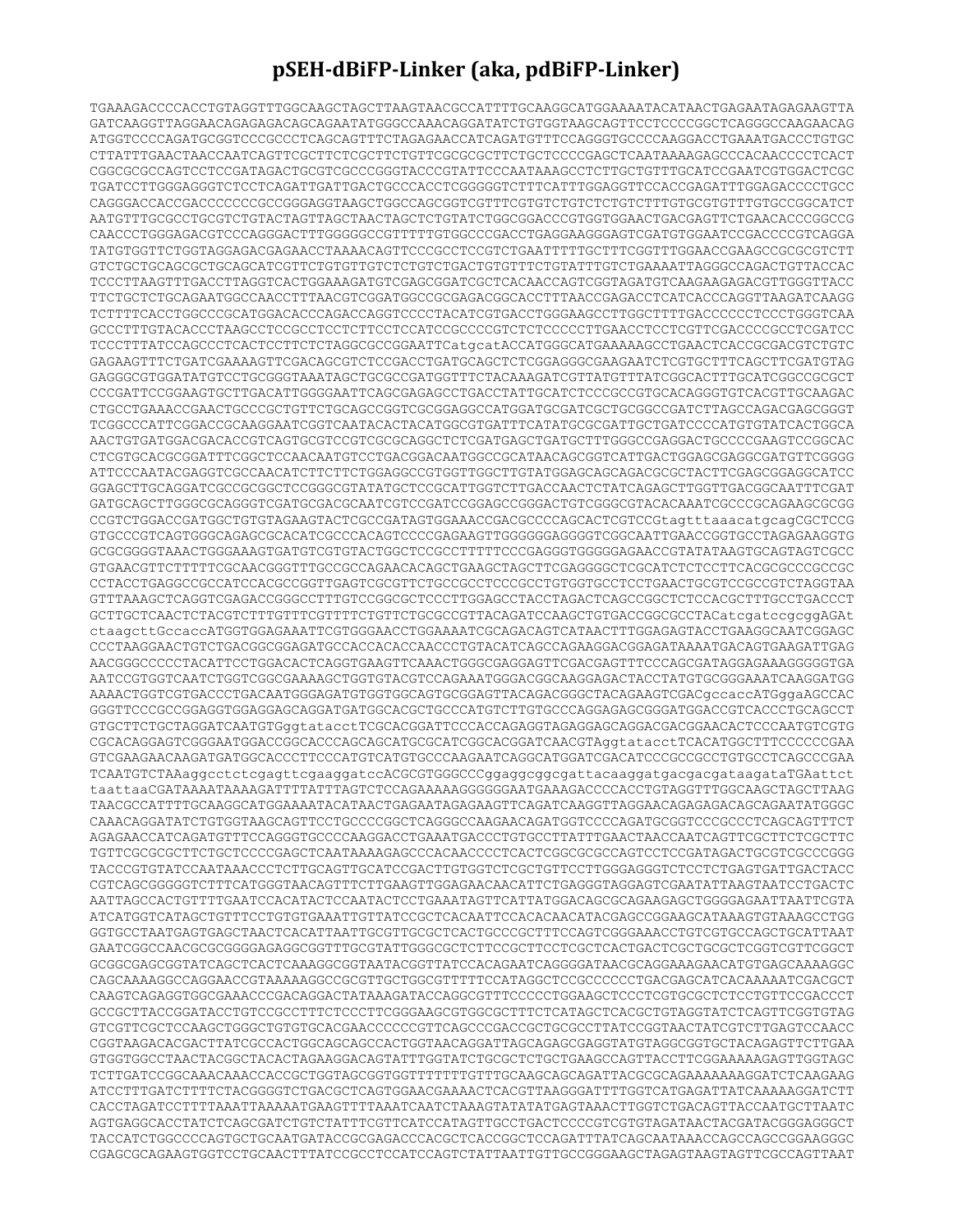# pSEH-dBiFP-Linker (aka, pdBiFP-Linker)

```
TGAAAGACCCCACCTGTAGGTTTGGCAAGCTAGCTTAAGTAACGCCATTTTGCAAGGCATGGAAAATACATAACTGAGAATAGAGAAGTTA
GATCAAGGTTAGGAACAGAGAGACAGCAGAATATGGGCCAAACAGGATATCTGTGGTAAGCAGTTCCTCCCCGGCTCAGGGCCAAGAACAG
ATGGTCCCCAGATGCGGTCCCGCCCTCAGCAGTTTCTAGAGAACCATCAGATGTTTCCAGGGTGCCCCAAGGACCTGAAATGACCCTGTGC
CTTATTTGAACTAACCAATCAGTTCGCTTCTCGCTTCTGTTCGCGCGCTTCTGCTCCCCGAGCTCAATAAAAGAGCCCACAACCCCTCACT
CGGCGCGCCAGTCCTCCGATAGACTGCGTCGCCCGGGTACCCGTATTCCCAATAAAGCCTCTTGCTGTTTGCATCCGAATCGTGGACTCGC
TGATCCTTGGGAGGGTCTCCTCAGATTGATTGACTGCCCACCTCGGGGGTCTTTCATTTGGAGGTTCCACCGAGATTTGGAGACCCCTGCC
CAGGGACCACCGACCCCCCCGCCGGGAGGTAAGCTGGCCAGCGGTCGTTTCGTGTCTGTCTCTGTCTTTGTGCGTGTTTGTGCCGGCATCT
AATGTTTGCGCCTGCGTCTGTACTAGTTAGCTAACTAGCTCTGTATCTGGCGGACCCGTGGTGGAACTGACGAGTTCTGAACACCCGGCCG
CAACCCTGGGAGACGTCCCAGGGACTTTGGGGGCCGTTTTTGTGGCCCGACCTGAGGAAGGGAGTCGATGTGGAATCCGACCCCGTCAGGA
TATGTGGTTCTGGTAGGAGACGAGAACCTAAAACAGTTCCCGCCTCCGTCTGAATTTTTGCTTTCGGTTTGGAACCGAAGCCGCGCGTCTT
GTCTGCTGCAGCGCTGCAGCATCGTTCTGTGTTGTCTCTGTCTGACTGTGTTTCTGTATTTGTCTGAAAATTAGGGCCAGACTGTTACCAC
TCCCTTAAGTTTGACCTTAGGTCACTGGAAAGATGTCGAGCGGATCGCTCACAACCAGTCGGTAGATGTCAAGAAGAGACGTTGGGTTACC
TTCTGCTCTGCAGAATGGCCAACCTTTAACGTCGGATGGCCGCGAGACGGCACCTTTAACCGAGACCTCATCACCCAGGTTAAGATCAAGG
TCTTTTCACCTGGCCCGCATGGACACCCAGACCAGGTCCCCTACATCGTGACCTGGGAAGCCTTGGCTTTTGACCCCCCTCCCTGGGTCAA
GCCCTTTGTACACCCTAAGCCTCCGCCTCCTCTTCCTCCATCCGCCCCGTCTCTCCCCCTTGAACCTCCTCGTTCGACCCCGCCTCGATCC
TCCCTTTATCCAGCCCTCACTCCTTCTCTAGGCGCCGGAATTCatgcatACCATGGGCATGAAAAAGCCTGAACTCACCGCGACGTCTGTC
GAGAAGTTTCTGATCGAAAAGTTCGACAGCGTCTCCGACCTGATGCAGCTCTCGGAGGGCGAAGAATCTCGTGCTTTCAGCTTCGATGTAG
GAGGGCGTGGATATGTCCTGCGGGTAAATAGCTGCGCCGATGGTTTCTACAAAGATCGTTATGTTTATCGGCACTTTGCATCGGCCGCGCT
CCCGATTCCGGAAGTGCTTGACATTGGGGAATTCAGCGAGAGCCTGACCTATTGCATCTCCCGCCGTGCACAGGGTGTCACGTTGCAAGAC
CTGCCTGAAACCGAACTGCCCGCTGTTCTGCAGCCGGTCGCGGAGGCCATGGATGCGATCGCTGCGGCCGATCTTAGCCAGACGAGCGGGT
TCGGCCCATTCGGACCGCAAGGAATCGGTCAATACACTACATGGCGTGATTTCATATGCGCGATTGCTGATCCCCATGTGTATCACTGGCA
AACTGTGATGGACGACACCGTCAGTGCGTCCGTCGCGCAGGCTCTCGATGAGCTGATGCTTTGGGCCGAGGACTGCCCCGAAGTCCGGCAC
CTCGTGCACGCGGATTTCGGCTCCAACAATGTCCTGACGGACAATGGCCGCATAACAGCGGTCATTGACTGGAGCGAGGCGATGTTCGGGG
ATTCCCAATACGAGGTCGCCAACATCTTCTTCTGGAGGCCGTGGTTGGCTTGTATGGAGCAGCAGACGCGCTACTTCGAGCGGAGGCATCC
GGAGCTTGCAGGATCGCCGCGGCTCCGGGCGTATATGCTCCGCATTGGTCTTGACCAACTCTATCAGAGCTTGGTTGACGGCAATTTCGAT
GATGCAGCTTGGGCGCAGGGTCGATGCGACGCAATCGTCCGATCCGGAGCCGGGACTGTCGGGCGTACACAAATCGCCCGCAGAAGCGCGG
CCGTCTGGACCGATGGCTGTGTAGAAGTACTCGCCGATAGTGGAAACCGACGCCCCAGCACTCGTCCGtagtttaaacatgcagCGCTCCG
GTGCCCGTCAGTGGGCAGAGCGCACATCGCCCACAGTCCCCGAGAAGTTGGGGGGAGGGGTCGGCAATTGAACCGGTGCCTAGAGAAGGTG
GCGCGGGGTAAACTGGGAAAGTGATGTCGTGTACTGGCTCCGCCTTTTTCCCGAGGGTGGGGGAGAACCGTATATAAGTGCAGTAGTCGCC
GTGAACGTTCTTTTTCGCAACGGGTTTGCCGCCAGAACACAGCTGAAGCTAGCTTCGAGGGGCTCGCATCTCTCCTTCACGCGCCCGCCGC
CCTACCTGAGGCCGCCATCCACGCCGGTTGAGTCGCGTTCTGCCGCCTCCCGCCTGTGGTGCCTCCTGAACTGCGTCCGCCGTCTAGGTAA
GTTTAAAGCTCAGGTCGAGACCGGGCCTTTGTCCGGCGCTCCCTTGGAGCCTACCTAGACTCAGCCGGCTCTCCACGCTTTGCCTGACCCT
GCTTGCTCAACTCTACGTCTTTGTTTCGTTTTCTGTTCTGCGCCGTTACAGATCCAAGCTGTGACCGGCGCCTACatcgatccgcggAGAt
ctaagcttGccaccATGGTGGAGAAATTCGTGGGAACCTGGAAAATCGCAGACAGTCATAACTTTGGAGAGTACCTGAAGGCAATCGGAGC
CCCTAAGGAACTGTCTGACGGCGGAGATGCCACCACACCAACCCTGTACATCAGCCAGAAGGACGGAGATAAAATGACAGTGAAGATTGAG
AACGGGCCCCCTACATTCCTGGACACTCAGGTGAAGTTCAAACTGGGCGAGGAGTTCGACGAGTTCCCAGCGATAGGAGAAAGGGGGTGA
AATCCGTGGTCAATCTGGTCGGCGAAAAGCTGGTGTACGTCCAGAAATGGGACGGCAAGGAGACTACCTATGTGCGGGAAATCAAGGATGG
AAAACTGGTCGTGACCCTGACAATGGGAGATGTGGTGGCAGTGCGGAGTTACAGACGGGCTACAGAAGTCGACgccaccATGggaAGCCAC
GGGTTCCCGCCGGAGGTGGAGGAGCAGGATGATGGCACGCTGCCCATGTCTTGTGCCCAGGAGAGCGGGATGGACCGTCACCCTGCAGCCT
GTGCTTCTGCTAGGATCAATGTGggtatacctTCGCACGGATTCCCACCAGAGGTAGAGGAGCAGGACGACGGAACACTCCCAATGTCGTG
CGCACAGGAGTCGGGAATGGACCGGCACCCAGCAGCATGCGCATCGGCACGGATCAACGTAggtatacctTCACATGGCTTTCCCCCCGAA
GTCGAAGAACAAGATGATGGCACCCTTCCCATGTCATGTGCCCAAGAATCAGGCATGGATCGACATCCCGCCGCCTGTGCCTCAGCCCGAA
TCAATGTCTAAaggcctctcgagttcgaaggatccACGCGTGGGCCCggaggcggcattacaaggatgacgacgataagataTGAattct
taattaaCGATAAAATAAAAGATTTTATTTAGTCTCCAGAAAAAGGGGGGAATGAAAGACCCCACCTGTAGGTTTGGCAAGCTAGCTTAAG
TAACGCCATTTTGCAAGGCATGGAAAATACATAACTGAGAATAGAGAAGTTCAGATCAAGGTTAGGAACAGAGAGACAGCAGAATATGGGC
CAAACAGGATATCTGTGGTAAGCAGTTCCTGCCCCGGCTCAGGGCCAAGAACAGATGGTCCCCAGATGCGGTCCCGCCCTCAGCAGTTTCT
AGAGAACCATCAGATGTTTCCAGGGTGCCCCAAGGACCTGAAATGACCCTGTGCCTTATTTGAACTAACCAATCAGTTCGCTTCTCGCTTC
TGTTCGCGCGCTTCTGCTCCCCGAGCTCAATAAAAGAGCCCACAACCCCTCACTCGGCGCGCCAGTCCTCCGATAGACTGCGTCGCCCGGG
TACCCGTGTATCCAATAAACCCTCTTGCAGTTGCATCCGACTTGTGGTCTCGCTGTTCCTTGGGAGGGTCTCCTCTGAGTGATTGACTACC
CGTCAGCGGGGGTCTTTCATGGGTAACAGTTTCTTGAAGTTGGAGAACAACATTCTGAGGGTAGGAGTCGAATATTAAGTAATCCTGACTC
AATTAGCCACTGTTTTGAATCCACATACTCCAATACTCCTGAAATAGTTCATTATGGACAGCGCAGAAGAGCTGGGGAGAATTAATTCGTA
ATCATGGTCATAGCTGTTTCCTGTGTGAAATTGTTATCCGCTCACAATTCCACACAACATACGAGCCGGAAGCATAAAGTGTAAAGCCTGG
GGTGCCTAATGAGTGAGCTAACTCACATTAATTGCGTTGCGCTCACTGCCCGCTTTCCAGTCGGGAAACCTGTCGTGCCAGCTGCATTAAT
GAATCGGCCAACGCGCGGGGAGAGGCGGTTTGCGTATTGGGCGCTCTTCCGCTTCCTCGCTCACTGACTCGCTGCGCTCGGTCGTTCGGCT
GCGGCGAGCGGTATCAGCTCACTCAAAGGCGGTAATACGGTTATCCACAGAATCAGGGGATAACGCAGGAAAGAACATGTGAGCAAAAGGC
CAGCAAAAGGCCAGGAACCGTAAAAAGGCCGCGTTGCTGGCGTTTTTCCATAGGCTCCGCCCCCCTGACGAGCATCACAAAAATCGACGCT
CAAGTCAGAGGTGGCGAAACCCGACAGGACTATAAAGATACCAGGCGTTTCCCCCTGGAAGCTCCCTCGTGCGCTCTCCTGTTCCGACCCT
GCCGCTTACCGGATACCTGTCCGCCTTTCTCCCTTCGGGAAGCGTGGCGCTTTCTCATAGCTCACGCTGTAGGTATCTCAGTTCGGTGTAG
GTCGTTCGCTCCAAGCTGGGCTGTGTGCACGAACCCCCCGTTCAGCCCGACCGCTGCGCCTTATCCGGTAACTATCGTCTTGAGTCCAACC
CGGTAAGACACGACTTATCGCCACTGGCAGCAGCCACTGGTAACAGGATTAGCAGAGCGAGGTATGTAGGCGGTGCTACAGAGTTCTTGAA
GTGGTGGCCTAACTACGGCTACACTAGAAGGACAGTATTTGGTATCTGCGCTCTGCTGAAGCCAGTTACCTTCGGAAAAAGAGTTGGTAGC
TCTTGATCCGGCAAACAAACCACCGCTGGTAGCGGTGGTTTTTTTGTTTGCAAGCAGCAGATTACGCGCAGAAAAAAAGGATCTCAAGAAG
ATCCTTTGATCTTTTCTACGGGGTCTGACGCTCAGTGGAACGAAAACTCACGTTAAGGGATTTTGGTCATGAGATTATCAAAAAGGATCTT
CACCTAGATCCTTTTAAATTAAAAATGAAGTTTTAAATCAATCTAAAGTATATATGAGTAAACTTGGTCTGACAGTTACCAATGCTTAATC
AGTGAGGCACCTATCTCAGCGATCTGTCTATTTCGTTCATCCATAGTTGCCTGACTCCCCGTCGTGTAGATAACTACGATACGGGAGGGCT
TACCATCTGGCCCCAGTGCTGCAATGATACCGCGAGACCCACGCTCACCGGCTCCAGATTTATCAGCAATAAACCAGCCAGCCGGAAGGGC
CGAGCGCAGAAGTGGTCCTGCAACTTTATCCGCCTCCATCCAGTCTATTAATTGTTGCCGGGAAGCTAGAGTAAGTAGTTCGCCAGTTAAT
```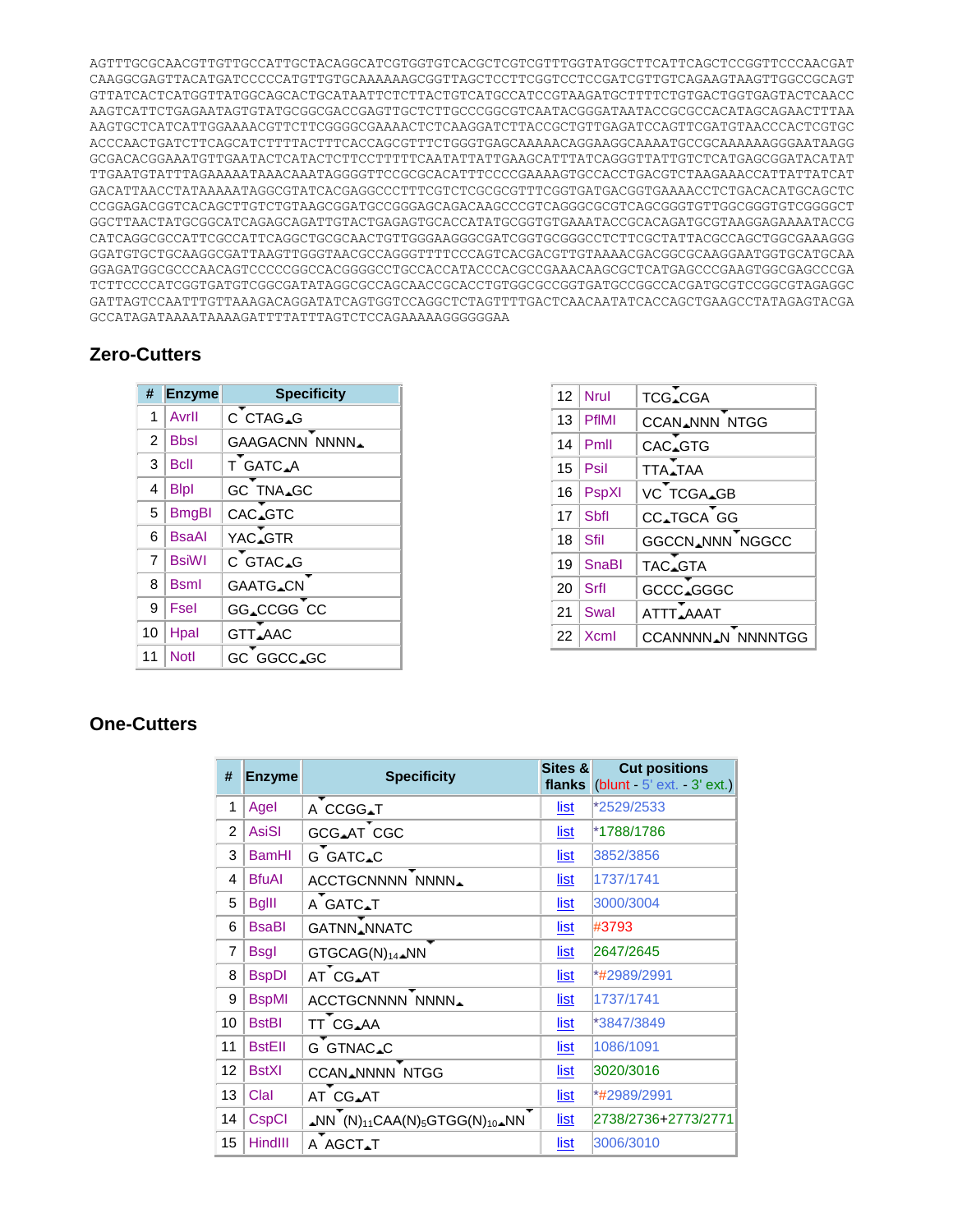```
AGTTTGCGCAACGTTGTTGCCATTGCTACAGGCATCGTGGTGTCACGCTCGTCGTTTGGTATGGCTTCATTCAGCTCCGGTTCCCAACGAT
CAAGGCGAGTTACATGATCCCCCATGTTGTGCAAAAAAGCGGTTAGCTCCTTCGGTCCTCCGATCGTTGTCAGAAGTAAGTTGGCCGCAGT
GTTATCACTCATGGTTATGGCAGCACTGCATAATTCTCTTACTGTCATGCCATCCGTAAGATGCTTTTCTGTGACTGGTGAGTACTCAACC
AAGTCATTCTGAGAATAGTGTATGCGGCGACCGAGTTGCTCTTGCCCGGCGTCAATACGGGATAATACCGCGCCACATAGCAGAACTTTAA
AAGTGCTCATCATTGGAAAACGTTCTTCGGGGCGAAAACTCTCAAGGATCTTACCGCTGTTGAGATCCAGTTCGATGTAACCCACTCGTGC
ACCCAACTGATCTTCAGCATCTTTTACTTTCACCAGCGTTTCTGGGTGAGCAAAAACAGGAAGGCAAAATGCCGCAAAAAAGGGAATAAGG
GCGACACGGAAATGTTGAATACTCATACTCTTCCTTTTTCAATATTATTGAAGCATTTATCAGGGTTATTGTCTCATGAGCGGATACATAT
TTGAATGTATTTAGAAAAATAAACAAATAGGGGTTCCGCGCACATTTCCCCGAAAAGTGCCACCTGACGTCTAAGAAACCATTATTATCAT
GACATTAACCTATAAAAATAGGCGTATCACGAGGCCCTTTCGTCTCGCGCGTTTCGGTGATGACGGTGAAAACCTCTGACACATGCAGCTC
CCGGAGACGGTCACAGCTTGTCTGTAAGCGGATGCCGGGAGCAGACAAGCCCGTCAGGGCGCGTCAGCGGGTGTTGGCGGGTGTCGGGGCT
GGCTTAACTATGCGGCATCAGAGCAGATTGTACTGAGAGTGCACCATATGCGGTGTGAAATACCGCACAGATGCGTAAGGAGAAAATACCG
CATCAGGCGCCATTCGCCATTCAGGCTGCGCAACTGTTGGGAAGGGCGATCGGTGCGGGCCTCTTCGCTATTACGCCAGCTGGCGAAAGGG
GGATGTGCTGCAAGGCGATTAAGTTGGGTAACGCCAGGGTTTTCCCAGTCACGACGTTGTAAAACGACGGCGCAAGGAATGGTGCATGCAA
GGAGATGGCGCCCAACAGTCCCCCGGCCACGGGGCCTGCCACCATACCCACGCCGAAACAAGCGCTCATGAGCCCGAAGTGGCGAGCCCGA
TCTTCCCCATCGGTGATGTCGGCGATATAGGCGCCAGCAACCGCACCTGTGGCGCCGGTGATGCCGGCCACGATGCGTCCGGCGTAGAGGC
GATTAGTCCAATTTGTTAAAGACAGGATATCAGTGGTCCAGGCTCTAGTTTTGACTCAACAATATCACCAGCTGAAGCCTATAGAGTACGA
GCCATAGATAAAATAAAAGATTTTATTTAGTCTCCAGAAAAAGGGGGGAA
```

## Zero-Cutters

| # | Enzyme | Specificity |
|---|---|---|
| 1 | AvrII | C^CTAG_G |
| 2 | BbsI | GAAGACNN^NNNN_ |
| 3 | BclI | T^GATC_A |
| 4 | BlpI | GC^TNA_GC |
| 5 | BmgBI | CAC^GTC |
| 6 | BsaAI | YAC^GTR |
| 7 | BsiWI | C^GTAC_G |
| 8 | BsmI | GAATG_CN^ |
| 9 | FseI | GG_CCGG^CC |
| 10 | HpaI | GTT^AAC |
| 11 | NotI | GC^GGCC_GC |
| 12 | NruI | TCG^CGA |
| 13 | PflMI | CCAN_NNN^NTGG |
| 14 | PmlI | CAC^GTG |
| 15 | PsiI | TTA^TAA |
| 16 | PspXI | VC^TCGA_GB |
| 17 | SbfI | CC_TGCA^GG |
| 18 | SfiI | GGCCN_NNN^NGGCC |
| 19 | SnaBI | TAC^GTA |
| 20 | SrfI | GCCC^GGGC |
| 21 | SwaI | ATTT^AAAT |
| 22 | XcmI | CCANNNN_N^NNNNTGG |

## One-Cutters

| # | Enzyme | Specificity | Sites & flanks | Cut positions (blunt - 5' ext. - 3' ext.) |
|---|---|---|---|---|
| 1 | AgeI | A^CCGG_T | list | *2529/2533 |
| 2 | AsiSI | GCG_AT^CGC | list | *1788/1786 |
| 3 | BamHI | G^GATC_C | list | 3852/3856 |
| 4 | BfuAI | ACCTGCNNNN^NNNN_ | list | 1737/1741 |
| 5 | BglII | A^GATC_T | list | 3000/3004 |
| 6 | BsaBI | GATNN^NNATC | list | #3793 |
| 7 | BsgI | GTGCAG(N)14_NN^ | list | 2647/2645 |
| 8 | BspDI | AT^CG_AT | list | *#2989/2991 |
| 9 | BspMI | ACCTGCNNNN^NNNN_ | list | 1737/1741 |
| 10 | BstBI | TT^CG_AA | list | *3847/3849 |
| 11 | BstEII | G^GTNAC_C | list | 1086/1091 |
| 12 | BstXI | CCAN_NNNN^NTGG | list | 3020/3016 |
| 13 | ClaI | AT^CG_AT | list | *#2989/2991 |
| 14 | CspCI | _NN^(N)11CAA(N)5GTGG(N)10_NN^ | list | 2738/2736+2773/2771 |
| 15 | HindIII | A^AGCT_T | list | 3006/3010 |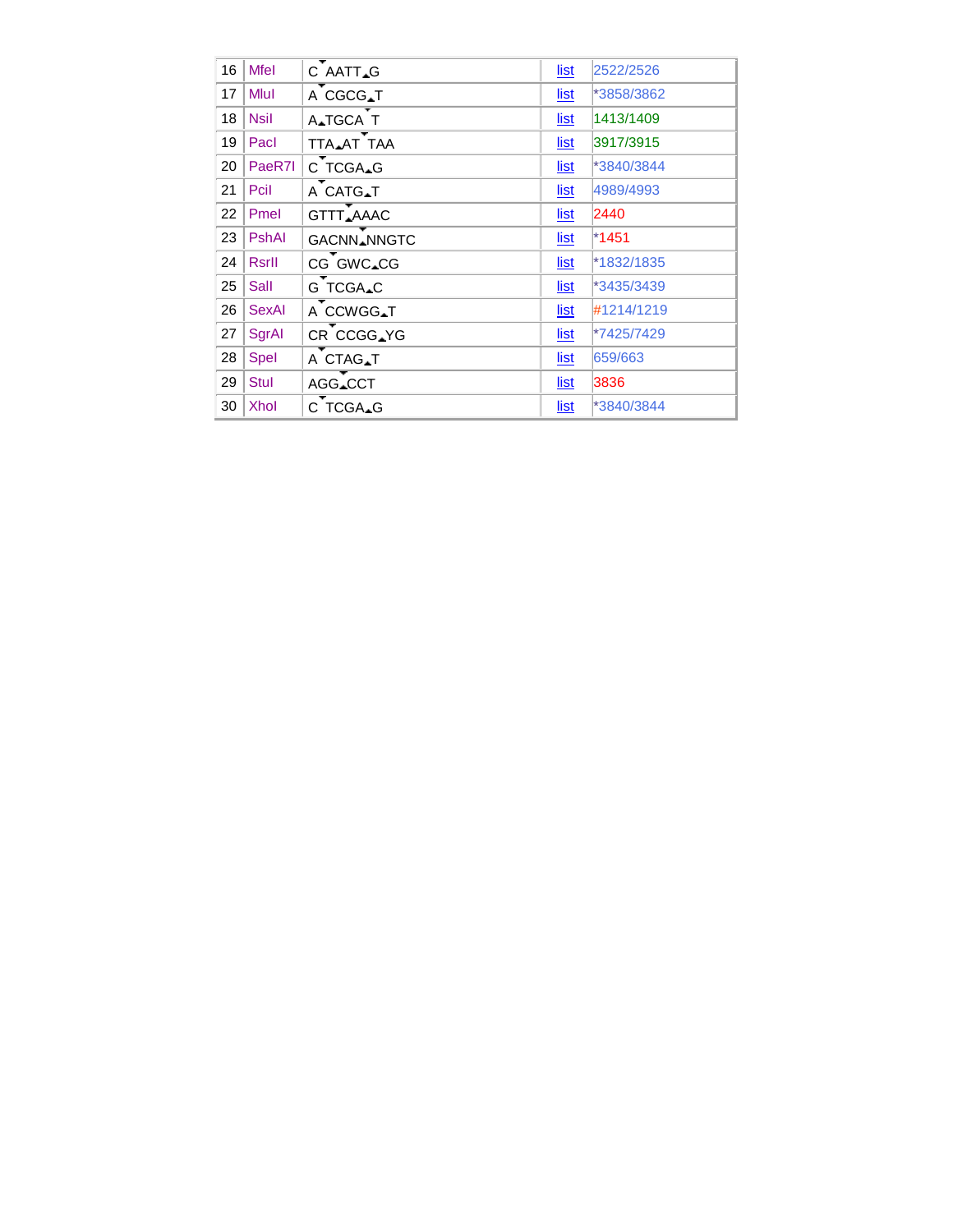| | | | | |
|---|---|---|---|---|
| 16 | MfeI | C AATT G | list | 2522/2526 |
| 17 | MluI | A CGCG T | list | *3858/3862 |
| 18 | NsiI | A TGCA T | list | 1413/1409 |
| 19 | PacI | TTA AT TAA | list | 3917/3915 |
| 20 | PaeR7I | C TCGA G | list | *3840/3844 |
| 21 | PciI | A CATG T | list | 4989/4993 |
| 22 | PmeI | GTTT AAAC | list | 2440 |
| 23 | PshAI | GACNN NNGTC | list | *1451 |
| 24 | RsrII | CG GWC CG | list | *1832/1835 |
| 25 | SalI | G TCGA C | list | *3435/3439 |
| 26 | SexAI | A CCWGG T | list | #1214/1219 |
| 27 | SgrAI | CR CCGG YG | list | *7425/7429 |
| 28 | SpeI | A CTAG T | list | 659/663 |
| 29 | StuI | AGG CCT | list | 3836 |
| 30 | XhoI | C TCGA G | list | *3840/3844 |